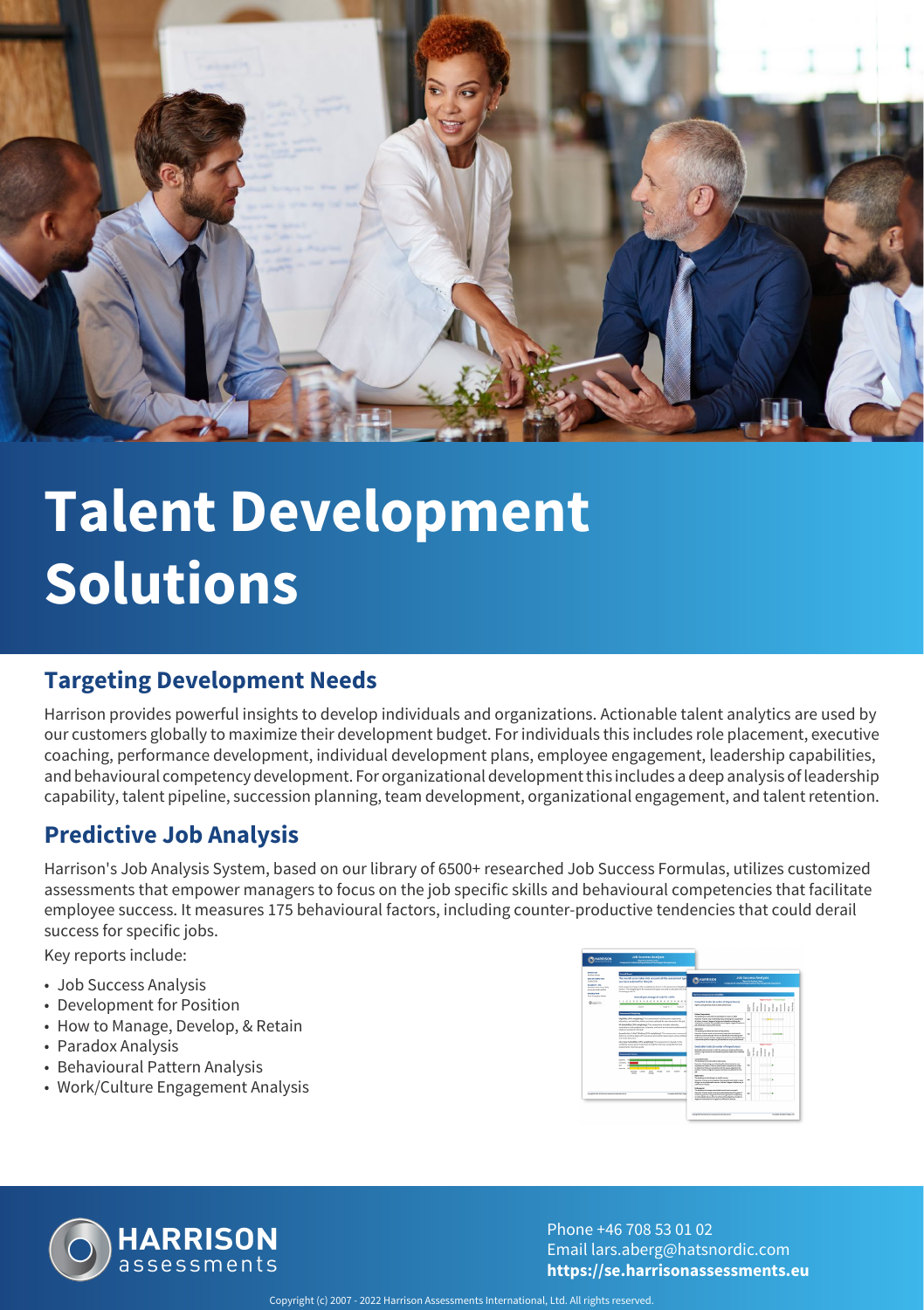# Talent Development Solutions

## Targeting Development Needs

Harrison provides powerful insights to develop individuals and organizations. Actionable talent analytics are used by our customers globally to maximize their development budget. For individuals this includes role placement, executive coaching, performance development, individual development plans, employee engagement, leadership capabilities, and behavioural competency development. For organizational development this includes a deep analysis of leadership capability, talent pipeline, succession planning, team development, organizational engagement, and talent retention.

## Predictive Job Analysis

Harrison's Job Analysis System, based on our library of 6500+ researched Job Success Formulas, utilizes customized assessments that empower managers to focus on the job specific skills and behavioural competencies that facilitate employee success. It measures 175 behavioural factors, including counter-productive tendencies that could derail success for specific jobs.

Key reports include:

- Job Success Analysis
- Development for Position
- How to Manage, Develop, & Retain
- Paradox Analysis
- Behavioural Pattern Analysis
- Work/Culture Engagement Analysis

HARRISON assessments

Phone +46 708 53 01 02
Email lars.aberg@hatsnordic.com
**https://se.harrisonassessments.eu**

Copyright (c) 2007 - 2022 Harrison Assessments International, Ltd. All rights reserved.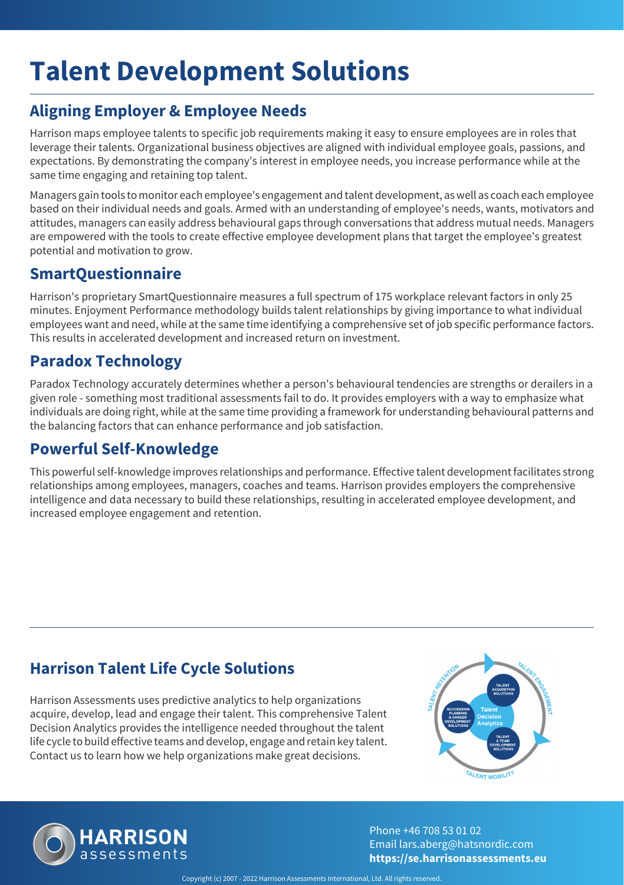# Talent Development Solutions

## Aligning Employer & Employee Needs

Harrison maps employee talents to specific job requirements making it easy to ensure employees are in roles that leverage their talents. Organizational business objectives are aligned with individual employee goals, passions, and expectations. By demonstrating the company's interest in employee needs, you increase performance while at the same time engaging and retaining top talent.

Managers gain tools to monitor each employee's engagement and talent development, as well as coach each employee based on their individual needs and goals. Armed with an understanding of employee's needs, wants, motivators and attitudes, managers can easily address behavioural gaps through conversations that address mutual needs. Managers are empowered with the tools to create effective employee development plans that target the employee's greatest potential and motivation to grow.

## SmartQuestionnaire

Harrison's proprietary SmartQuestionnaire measures a full spectrum of 175 workplace relevant factors in only 25 minutes. Enjoyment Performance methodology builds talent relationships by giving importance to what individual employees want and need, while at the same time identifying a comprehensive set of job specific performance factors. This results in accelerated development and increased return on investment.

## Paradox Technology

Paradox Technology accurately determines whether a person's behavioural tendencies are strengths or derailers in a given role - something most traditional assessments fail to do. It provides employers with a way to emphasize what individuals are doing right, while at the same time providing a framework for understanding behavioural patterns and the balancing factors that can enhance performance and job satisfaction.

## Powerful Self-Knowledge

This powerful self-knowledge improves relationships and performance. Effective talent development facilitates strong relationships among employees, managers, coaches and teams. Harrison provides employers the comprehensive intelligence and data necessary to build these relationships, resulting in accelerated employee development, and increased employee engagement and retention.

## Harrison Talent Life Cycle Solutions

Harrison Assessments uses predictive analytics to help organizations acquire, develop, lead and engage their talent. This comprehensive Talent Decision Analytics provides the intelligence needed throughout the talent life cycle to build effective teams and develop, engage and retain key talent. Contact us to learn how we help organizations make great decisions.

TALENT RETENTION
TALENT ENGAGEMENT
TALENT MOBILITY
TALENT ACQUISITION SOLUTIONS
SUCCESSION PLANNING & CAREER DEVELOPMENT SOLUTIONS
Talent Decision Analytics
TALENT & TEAM DEVELOPMENT SOLUTIONS

HARRISON assessments

Phone +46 708 53 01 02
Email lars.aberg@hatsnordic.com
**https://se.harrisonassessments.eu**

Copyright (c) 2007 - 2022 Harrison Assessments International, Ltd. All rights reserved.